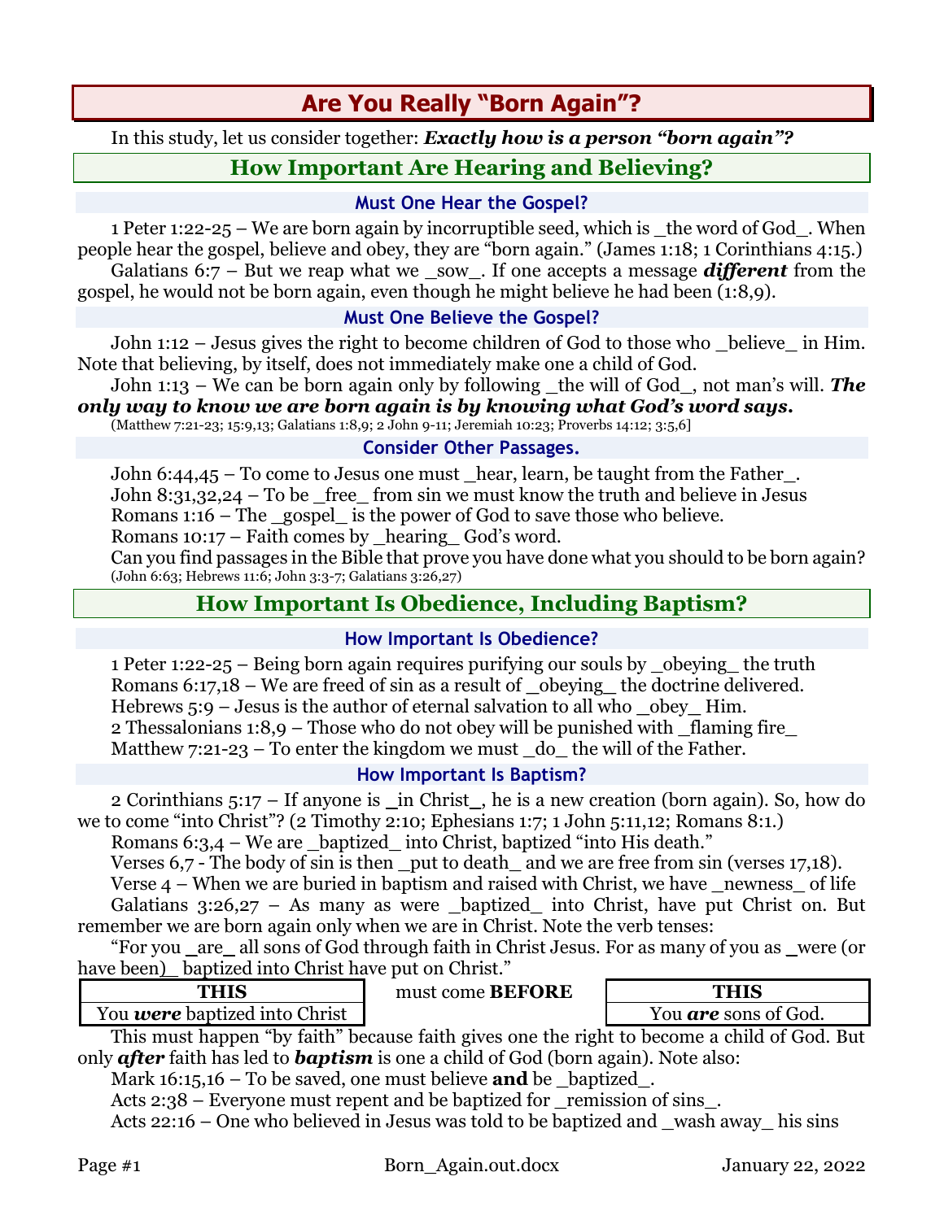# Are You Really "Born Again"?

In this study, let us consider together: ***Exactly how is a person "born again"?***

## How Important Are Hearing and Believing?

### Must One Hear the Gospel?

1 Peter 1:22-25 – We are born again by incorruptible seed, which is _the word of God_. When people hear the gospel, believe and obey, they are "born again." (James 1:18; 1 Corinthians 4:15.)

Galatians 6:7 – But we reap what we _sow_. If one accepts a message ***different*** from the gospel, he would not be born again, even though he might believe he had been (1:8,9).

### Must One Believe the Gospel?

John 1:12 – Jesus gives the right to become children of God to those who _believe_ in Him. Note that believing, by itself, does not immediately make one a child of God.

John 1:13 – We can be born again only by following _the will of God_, not man's will. ***The only way to know we are born again is by knowing what God's word says.***

(Matthew 7:21-23; 15:9,13; Galatians 1:8,9; 2 John 9-11; Jeremiah 10:23; Proverbs 14:12; 3:5,6]

### Consider Other Passages.

John 6:44,45 – To come to Jesus one must _hear, learn, be taught from the Father_.

John 8:31,32,24 – To be _free_ from sin we must know the truth and believe in Jesus

Romans 1:16 – The _gospel_ is the power of God to save those who believe.

Romans 10:17 – Faith comes by _hearing_ God's word.

Can you find passages in the Bible that prove you have done what you should to be born again? (John 6:63; Hebrews 11:6; John 3:3-7; Galatians 3:26,27)

## How Important Is Obedience, Including Baptism?

### How Important Is Obedience?

1 Peter 1:22-25 – Being born again requires purifying our souls by _obeying_ the truth

Romans 6:17,18 – We are freed of sin as a result of _obeying_ the doctrine delivered.

Hebrews 5:9 – Jesus is the author of eternal salvation to all who _obey_ Him.

2 Thessalonians 1:8,9 – Those who do not obey will be punished with _flaming fire_

Matthew 7:21-23 – To enter the kingdom we must _do_ the will of the Father.

### How Important Is Baptism?

2 Corinthians 5:17 – If anyone is _in Christ_, he is a new creation (born again). So, how do we to come "into Christ"? (2 Timothy 2:10; Ephesians 1:7; 1 John 5:11,12; Romans 8:1.)

Romans 6:3,4 – We are _baptized_ into Christ, baptized "into His death."

Verses 6,7 - The body of sin is then _put to death_ and we are free from sin (verses 17,18).

Verse 4 – When we are buried in baptism and raised with Christ, we have _newness_ of life

Galatians 3:26,27 – As many as were _baptized_ into Christ, have put Christ on. But remember we are born again only when we are in Christ. Note the verb tenses:

"For you _are_ all sons of God through faith in Christ Jesus. For as many of you as _were (or have been)_ baptized into Christ have put on Christ."

| THIS | must come **BEFORE** | THIS |
|---|---|---|
| You ***were*** baptized into Christ | | You ***are*** sons of God. |

This must happen "by faith" because faith gives one the right to become a child of God. But only ***after*** faith has led to ***baptism*** is one a child of God (born again). Note also:

Mark 16:15,16 – To be saved, one must believe **and** be _baptized_.

Acts 2:38 – Everyone must repent and be baptized for _remission of sins_.

Acts 22:16 – One who believed in Jesus was told to be baptized and _wash away_ his sins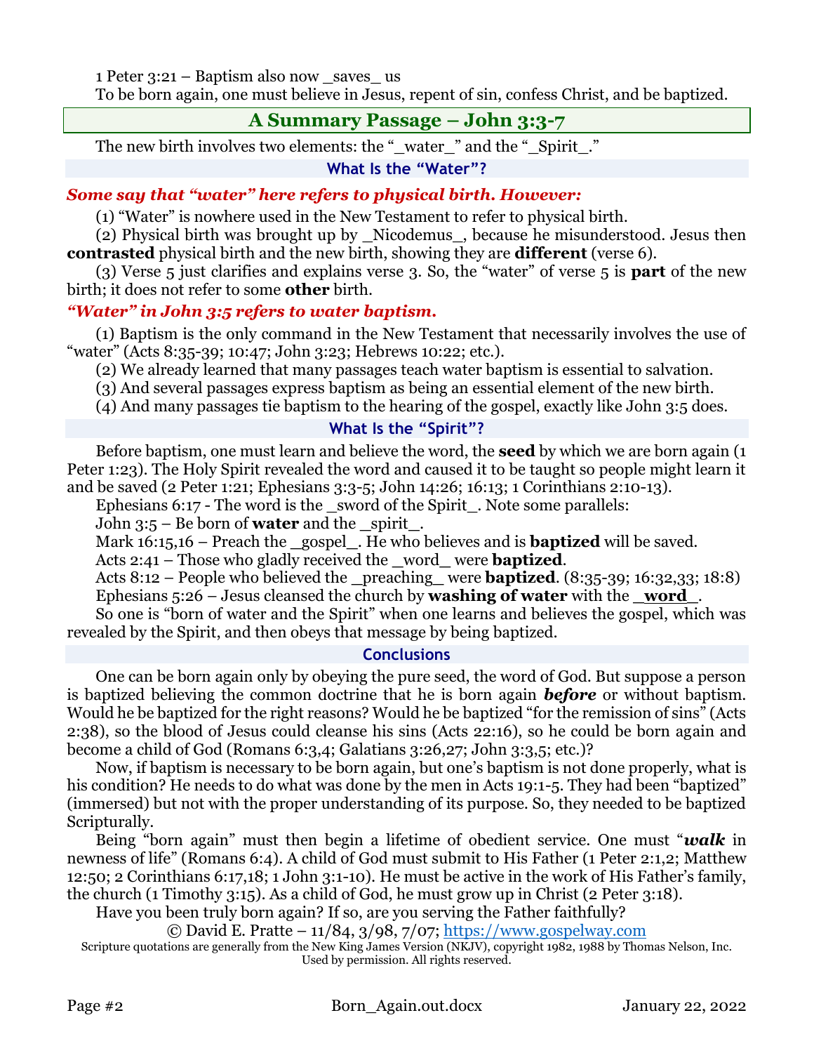1 Peter 3:21 – Baptism also now _saves_ us

To be born again, one must believe in Jesus, repent of sin, confess Christ, and be baptized.

## A Summary Passage – John 3:3-7

The new birth involves two elements: the "_water_" and the "_Spirit_."

### What Is the "Water"?

***Some say that "water" here refers to physical birth. However:***

(1) "Water" is nowhere used in the New Testament to refer to physical birth.

(2) Physical birth was brought up by _Nicodemus_, because he misunderstood. Jesus then **contrasted** physical birth and the new birth, showing they are **different** (verse 6).

(3) Verse 5 just clarifies and explains verse 3. So, the "water" of verse 5 is **part** of the new birth; it does not refer to some **other** birth.

***"Water" in John 3:5 refers to water baptism.***

(1) Baptism is the only command in the New Testament that necessarily involves the use of "water" (Acts 8:35-39; 10:47; John 3:23; Hebrews 10:22; etc.).

(2) We already learned that many passages teach water baptism is essential to salvation.

(3) And several passages express baptism as being an essential element of the new birth.

(4) And many passages tie baptism to the hearing of the gospel, exactly like John 3:5 does.

### What Is the "Spirit"?

Before baptism, one must learn and believe the word, the **seed** by which we are born again (1 Peter 1:23). The Holy Spirit revealed the word and caused it to be taught so people might learn it and be saved (2 Peter 1:21; Ephesians 3:3-5; John 14:26; 16:13; 1 Corinthians 2:10-13).

Ephesians 6:17 - The word is the _sword of the Spirit_. Note some parallels:

John 3:5 – Be born of **water** and the _spirit_.

Mark 16:15,16 – Preach the _gospel_. He who believes and is **baptized** will be saved.

Acts 2:41 – Those who gladly received the _word_ were **baptized**.

Acts 8:12 – People who believed the _preaching_ were **baptized**. (8:35-39; 16:32,33; 18:8)

Ephesians 5:26 – Jesus cleansed the church by **washing of water** with the **_word_**.

So one is "born of water and the Spirit" when one learns and believes the gospel, which was revealed by the Spirit, and then obeys that message by being baptized.

### Conclusions

One can be born again only by obeying the pure seed, the word of God. But suppose a person is baptized believing the common doctrine that he is born again ***before*** or without baptism. Would he be baptized for the right reasons? Would he be baptized "for the remission of sins" (Acts 2:38), so the blood of Jesus could cleanse his sins (Acts 22:16), so he could be born again and become a child of God (Romans 6:3,4; Galatians 3:26,27; John 3:3,5; etc.)?

Now, if baptism is necessary to be born again, but one's baptism is not done properly, what is his condition? He needs to do what was done by the men in Acts 19:1-5. They had been "baptized" (immersed) but not with the proper understanding of its purpose. So, they needed to be baptized Scripturally.

Being "born again" must then begin a lifetime of obedient service. One must "***walk*** in newness of life" (Romans 6:4). A child of God must submit to His Father (1 Peter 2:1,2; Matthew 12:50; 2 Corinthians 6:17,18; 1 John 3:1-10). He must be active in the work of His Father's family, the church (1 Timothy 3:15). As a child of God, he must grow up in Christ (2 Peter 3:18).

Have you been truly born again? If so, are you serving the Father faithfully?

© David E. Pratte – 11/84, 3/98, 7/07; https://www.gospelway.com

Scripture quotations are generally from the New King James Version (NKJV), copyright 1982, 1988 by Thomas Nelson, Inc. Used by permission. All rights reserved.